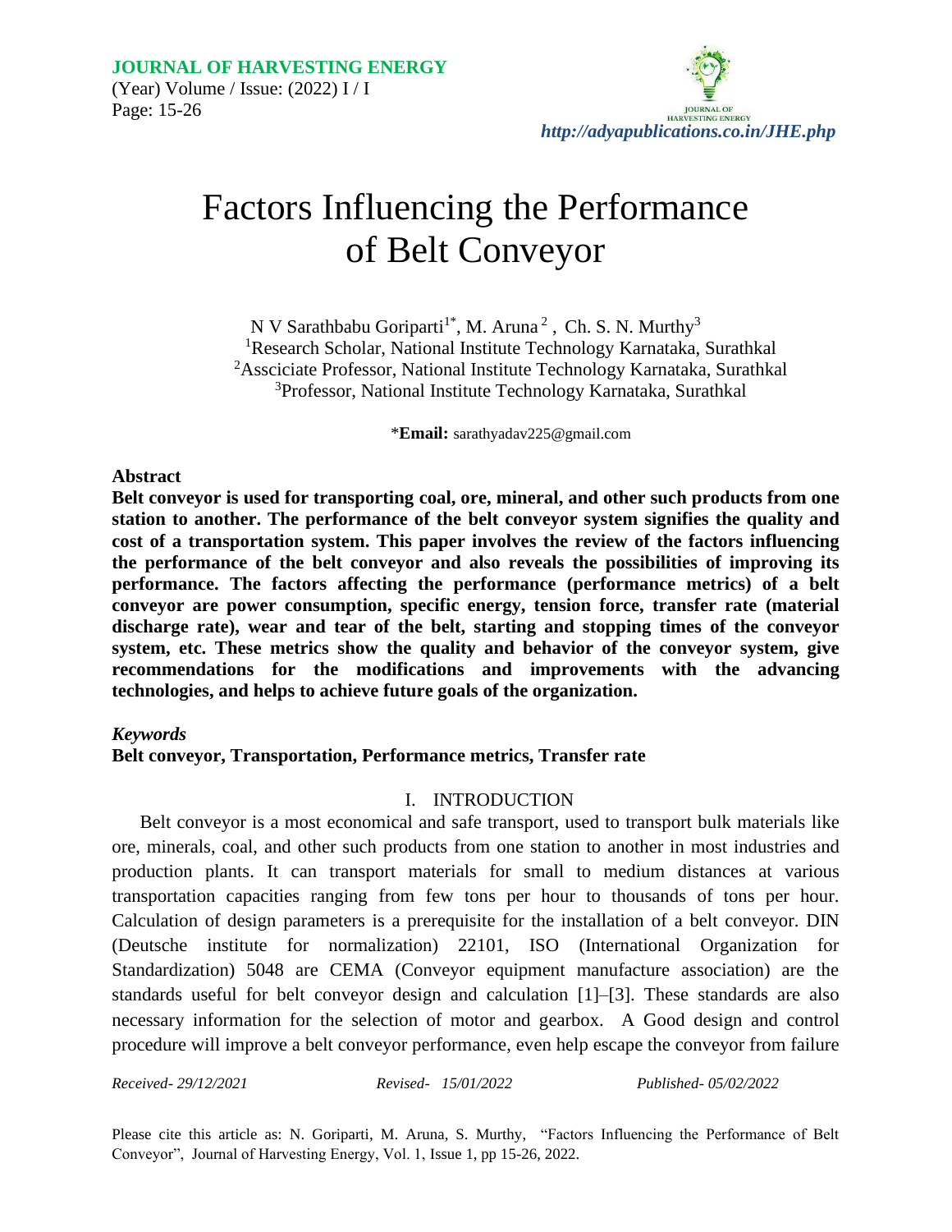# Factors Influencing the Performance of Belt Conveyor

N V Sarathbabu Goriparti[1*], M. Aruna[2], Ch. S. N. Murthy[3]

[1]Research Scholar, National Institute Technology Karnataka, Surathkal

[2]Assciciate Professor, National Institute Technology Karnataka, Surathkal

[3]Professor, National Institute Technology Karnataka, Surathkal

\***Email:** sarathyadav225@gmail.com

## Abstract

**Belt conveyor is used for transporting coal, ore, mineral, and other such products from one station to another. The performance of the belt conveyor system signifies the quality and cost of a transportation system. This paper involves the review of the factors influencing the performance of the belt conveyor and also reveals the possibilities of improving its performance. The factors affecting the performance (performance metrics) of a belt conveyor are power consumption, specific energy, tension force, transfer rate (material discharge rate), wear and tear of the belt, starting and stopping times of the conveyor system, etc. These metrics show the quality and behavior of the conveyor system, give recommendations for the modifications and improvements with the advancing technologies, and helps to achieve future goals of the organization.**

***Keywords***

**Belt conveyor, Transportation, Performance metrics, Transfer rate**

## I. INTRODUCTION

Belt conveyor is a most economical and safe transport, used to transport bulk materials like ore, minerals, coal, and other such products from one station to another in most industries and production plants. It can transport materials for small to medium distances at various transportation capacities ranging from few tons per hour to thousands of tons per hour. Calculation of design parameters is a prerequisite for the installation of a belt conveyor. DIN (Deutsche institute for normalization) 22101, ISO (International Organization for Standardization) 5048 are CEMA (Conveyor equipment manufacture association) are the standards useful for belt conveyor design and calculation [1]–[3]. These standards are also necessary information for the selection of motor and gearbox. A Good design and control procedure will improve a belt conveyor performance, even help escape the conveyor from failure

*Received- 29/12/2021* *Revised- 15/01/2022* *Published- 05/02/2022*

Please cite this article as: N. Goriparti, M. Aruna, S. Murthy, "Factors Influencing the Performance of Belt Conveyor", Journal of Harvesting Energy, Vol. 1, Issue 1, pp 15-26, 2022.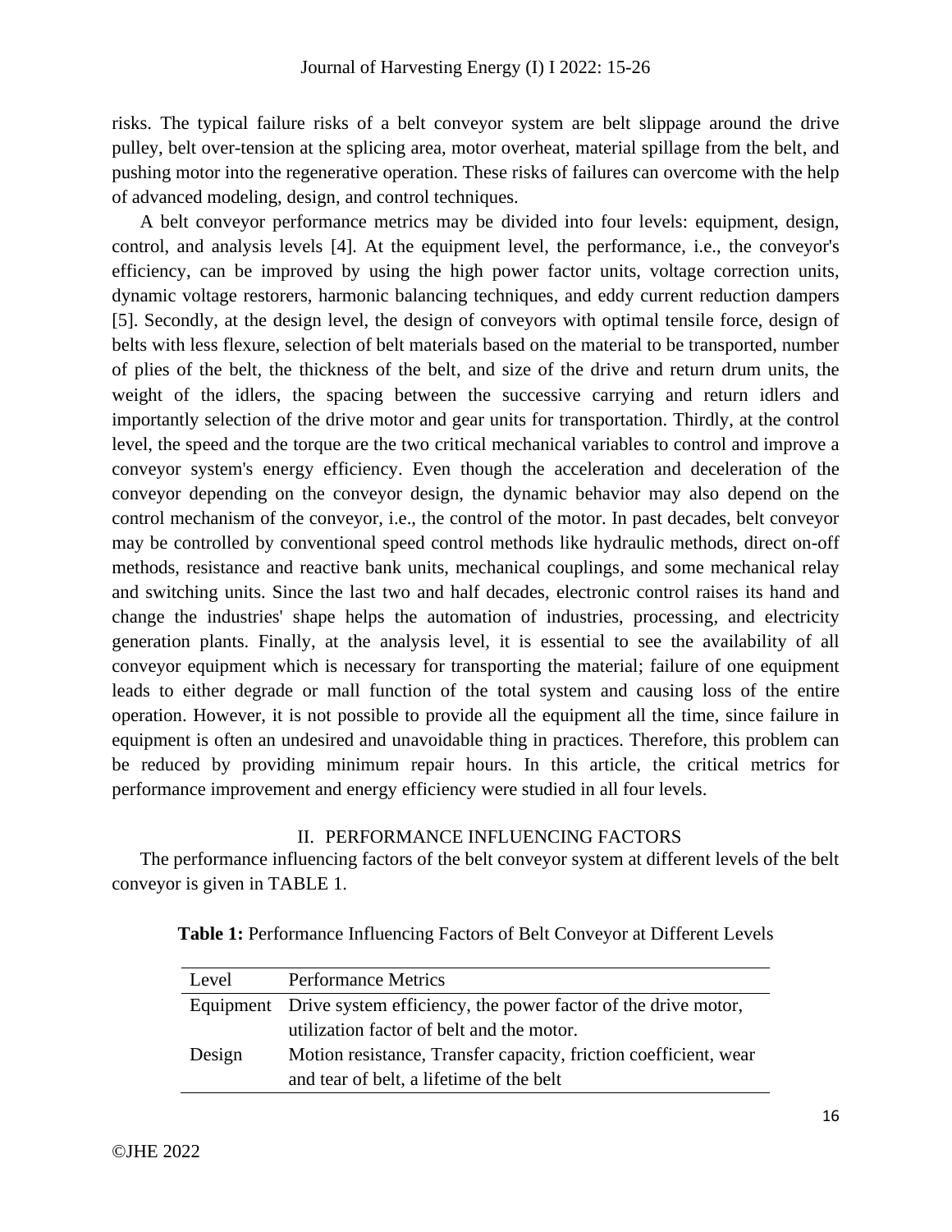risks. The typical failure risks of a belt conveyor system are belt slippage around the drive pulley, belt over-tension at the splicing area, motor overheat, material spillage from the belt, and pushing motor into the regenerative operation. These risks of failures can overcome with the help of advanced modeling, design, and control techniques.

A belt conveyor performance metrics may be divided into four levels: equipment, design, control, and analysis levels [4]. At the equipment level, the performance, i.e., the conveyor's efficiency, can be improved by using the high power factor units, voltage correction units, dynamic voltage restorers, harmonic balancing techniques, and eddy current reduction dampers [5]. Secondly, at the design level, the design of conveyors with optimal tensile force, design of belts with less flexure, selection of belt materials based on the material to be transported, number of plies of the belt, the thickness of the belt, and size of the drive and return drum units, the weight of the idlers, the spacing between the successive carrying and return idlers and importantly selection of the drive motor and gear units for transportation. Thirdly, at the control level, the speed and the torque are the two critical mechanical variables to control and improve a conveyor system's energy efficiency. Even though the acceleration and deceleration of the conveyor depending on the conveyor design, the dynamic behavior may also depend on the control mechanism of the conveyor, i.e., the control of the motor. In past decades, belt conveyor may be controlled by conventional speed control methods like hydraulic methods, direct on-off methods, resistance and reactive bank units, mechanical couplings, and some mechanical relay and switching units. Since the last two and half decades, electronic control raises its hand and change the industries' shape helps the automation of industries, processing, and electricity generation plants. Finally, at the analysis level, it is essential to see the availability of all conveyor equipment which is necessary for transporting the material; failure of one equipment leads to either degrade or mall function of the total system and causing loss of the entire operation. However, it is not possible to provide all the equipment all the time, since failure in equipment is often an undesired and unavoidable thing in practices. Therefore, this problem can be reduced by providing minimum repair hours. In this article, the critical metrics for performance improvement and energy efficiency were studied in all four levels.

## II. PERFORMANCE INFLUENCING FACTORS

The performance influencing factors of the belt conveyor system at different levels of the belt conveyor is given in TABLE 1.

**Table 1:** Performance Influencing Factors of Belt Conveyor at Different Levels

| Level | Performance Metrics |
| --- | --- |
| Equipment | Drive system efficiency, the power factor of the drive motor, utilization factor of belt and the motor. |
| Design | Motion resistance, Transfer capacity, friction coefficient, wear and tear of belt, a lifetime of the belt |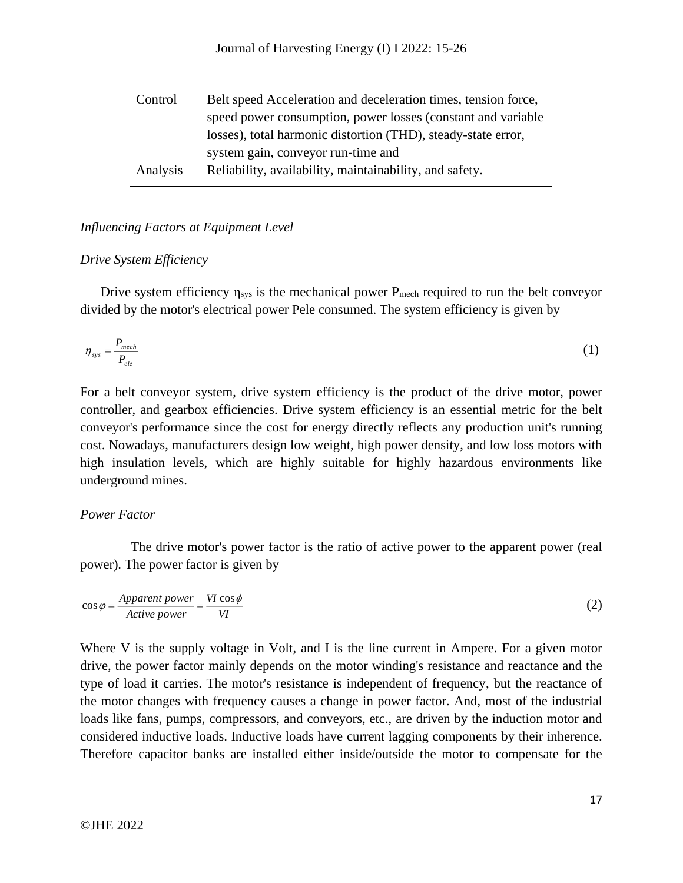| Control | Belt speed Acceleration and deceleration times, tension force, speed power consumption, power losses (constant and variable losses), total harmonic distortion (THD), steady-state error, system gain, conveyor run-time and |
|---|---|
| Analysis | Reliability, availability, maintainability, and safety. |

*Influencing Factors at Equipment Level*

*Drive System Efficiency*

Drive system efficiency $\eta_{sys}$ is the mechanical power $P_{mech}$ required to run the belt conveyor divided by the motor's electrical power Pele consumed. The system efficiency is given by

$$\eta_{sys} = \frac{P_{mech}}{P_{ele}} \tag{1}$$

For a belt conveyor system, drive system efficiency is the product of the drive motor, power controller, and gearbox efficiencies. Drive system efficiency is an essential metric for the belt conveyor's performance since the cost for energy directly reflects any production unit's running cost. Nowadays, manufacturers design low weight, high power density, and low loss motors with high insulation levels, which are highly suitable for highly hazardous environments like underground mines.

*Power Factor*

The drive motor's power factor is the ratio of active power to the apparent power (real power). The power factor is given by

$$\cos\varphi = \frac{Apparent\ power}{Active\ power} = \frac{VI\cos\phi}{VI} \tag{2}$$

Where V is the supply voltage in Volt, and I is the line current in Ampere. For a given motor drive, the power factor mainly depends on the motor winding's resistance and reactance and the type of load it carries. The motor's resistance is independent of frequency, but the reactance of the motor changes with frequency causes a change in power factor. And, most of the industrial loads like fans, pumps, compressors, and conveyors, etc., are driven by the induction motor and considered inductive loads. Inductive loads have current lagging components by their inherence. Therefore capacitor banks are installed either inside/outside the motor to compensate for the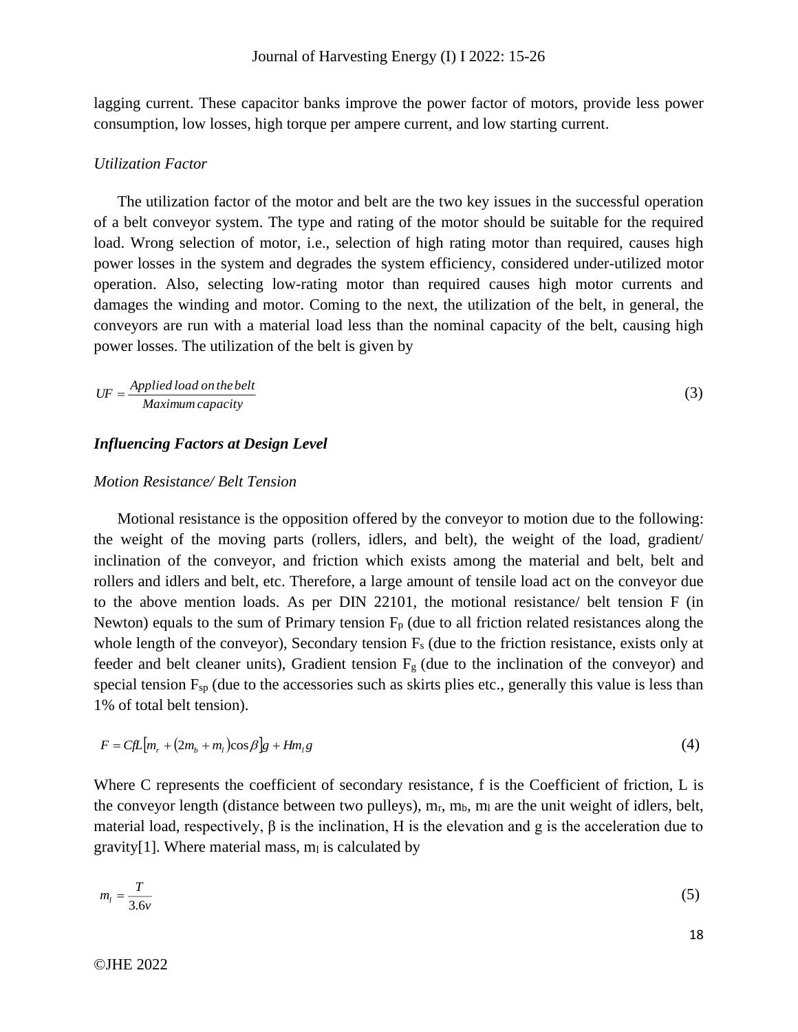lagging current. These capacitor banks improve the power factor of motors, provide less power consumption, low losses, high torque per ampere current, and low starting current.

*Utilization Factor*

The utilization factor of the motor and belt are the two key issues in the successful operation of a belt conveyor system. The type and rating of the motor should be suitable for the required load. Wrong selection of motor, i.e., selection of high rating motor than required, causes high power losses in the system and degrades the system efficiency, considered under-utilized motor operation. Also, selecting low-rating motor than required causes high motor currents and damages the winding and motor. Coming to the next, the utilization of the belt, in general, the conveyors are run with a material load less than the nominal capacity of the belt, causing high power losses. The utilization of the belt is given by

$$UF = \frac{Applied\,load\,on\,the\,belt}{Maximum\,capacity} \tag{3}$$

### *Influencing Factors at Design Level*

*Motion Resistance/ Belt Tension*

Motional resistance is the opposition offered by the conveyor to motion due to the following: the weight of the moving parts (rollers, idlers, and belt), the weight of the load, gradient/ inclination of the conveyor, and friction which exists among the material and belt, belt and rollers and idlers and belt, etc. Therefore, a large amount of tensile load act on the conveyor due to the above mention loads. As per DIN 22101, the motional resistance/ belt tension F (in Newton) equals to the sum of Primary tension $F_p$ (due to all friction related resistances along the whole length of the conveyor), Secondary tension $F_s$ (due to the friction resistance, exists only at feeder and belt cleaner units), Gradient tension $F_g$ (due to the inclination of the conveyor) and special tension $F_{sp}$ (due to the accessories such as skirts plies etc., generally this value is less than 1% of total belt tension).

$$F = CfL\left[m_r + \left(2m_b + m_l\right)\cos\beta\right]g + Hm_l g \tag{4}$$

Where C represents the coefficient of secondary resistance, f is the Coefficient of friction, L is the conveyor length (distance between two pulleys), $m_r$, $m_b$, $m_l$ are the unit weight of idlers, belt, material load, respectively, $\beta$ is the inclination, H is the elevation and g is the acceleration due to gravity[1]. Where material mass, $m_l$ is calculated by

$$m_l = \frac{T}{3.6v} \tag{5}$$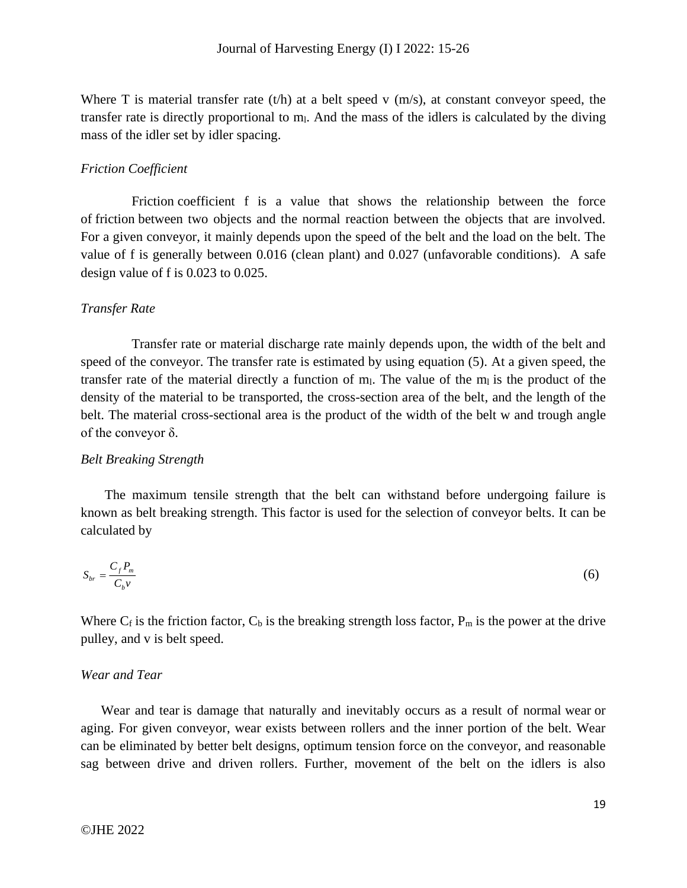Where T is material transfer rate (t/h) at a belt speed v (m/s), at constant conveyor speed, the transfer rate is directly proportional to $m_l$. And the mass of the idlers is calculated by the diving mass of the idler set by idler spacing.

*Friction Coefficient*

Friction coefficient f is a value that shows the relationship between the force of friction between two objects and the normal reaction between the objects that are involved. For a given conveyor, it mainly depends upon the speed of the belt and the load on the belt. The value of f is generally between 0.016 (clean plant) and 0.027 (unfavorable conditions). A safe design value of f is 0.023 to 0.025.

*Transfer Rate*

Transfer rate or material discharge rate mainly depends upon, the width of the belt and speed of the conveyor. The transfer rate is estimated by using equation (5). At a given speed, the transfer rate of the material directly a function of $m_l$. The value of the $m_l$ is the product of the density of the material to be transported, the cross-section area of the belt, and the length of the belt. The material cross-sectional area is the product of the width of the belt w and trough angle of the conveyor δ.

*Belt Breaking Strength*

The maximum tensile strength that the belt can withstand before undergoing failure is known as belt breaking strength. This factor is used for the selection of conveyor belts. It can be calculated by

$$S_{br} = \frac{C_f P_m}{C_b v} \tag{6}$$

Where $C_f$ is the friction factor, $C_b$ is the breaking strength loss factor, $P_m$ is the power at the drive pulley, and v is belt speed.

*Wear and Tear*

Wear and tear is damage that naturally and inevitably occurs as a result of normal wear or aging. For given conveyor, wear exists between rollers and the inner portion of the belt. Wear can be eliminated by better belt designs, optimum tension force on the conveyor, and reasonable sag between drive and driven rollers. Further, movement of the belt on the idlers is also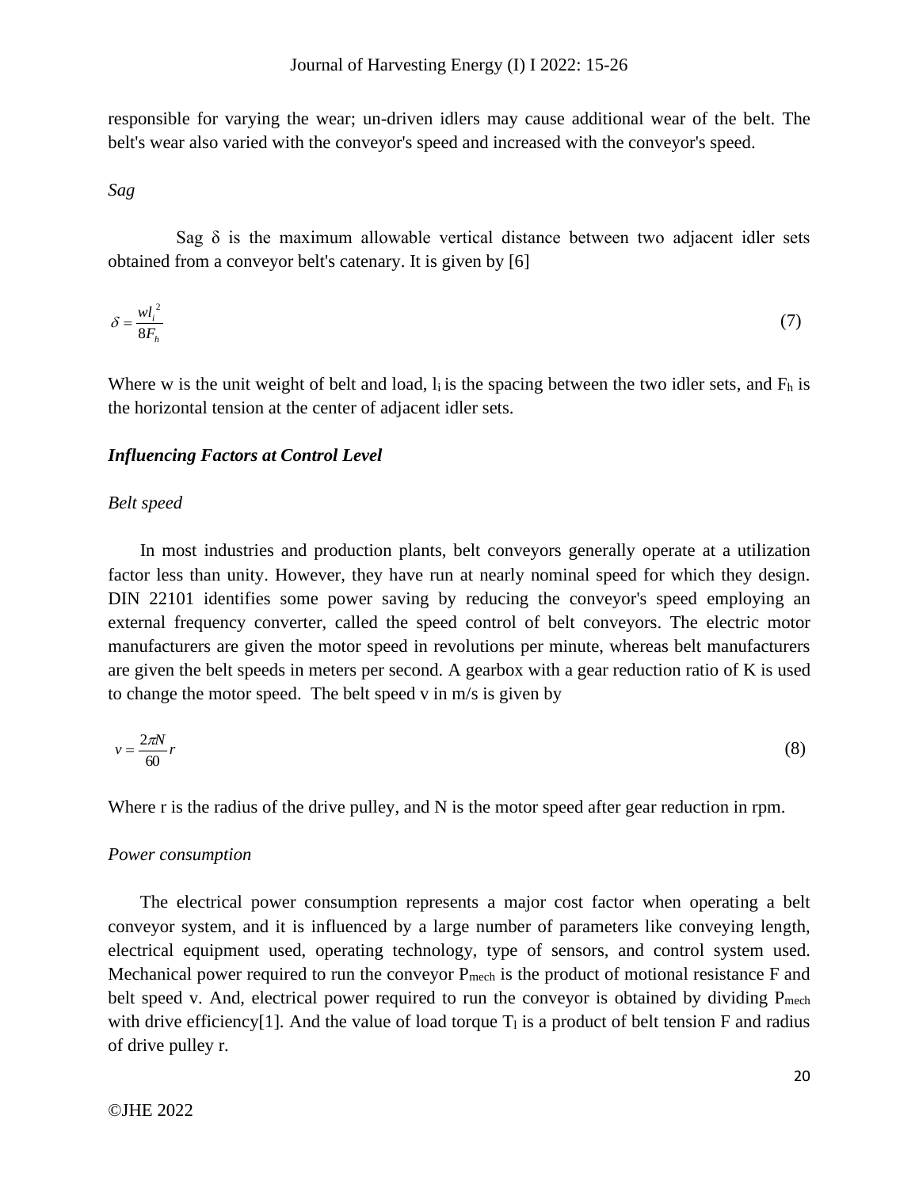responsible for varying the wear; un-driven idlers may cause additional wear of the belt. The belt's wear also varied with the conveyor's speed and increased with the conveyor's speed.

*Sag*

Sag $\delta$ is the maximum allowable vertical distance between two adjacent idler sets obtained from a conveyor belt's catenary. It is given by [6]

$$\delta = \frac{wl_i^{\,2}}{8F_h} \tag{7}$$

Where w is the unit weight of belt and load, $l_i$ is the spacing between the two idler sets, and $F_h$ is the horizontal tension at the center of adjacent idler sets.

### *Influencing Factors at Control Level*

*Belt speed*

In most industries and production plants, belt conveyors generally operate at a utilization factor less than unity. However, they have run at nearly nominal speed for which they design. DIN 22101 identifies some power saving by reducing the conveyor's speed employing an external frequency converter, called the speed control of belt conveyors. The electric motor manufacturers are given the motor speed in revolutions per minute, whereas belt manufacturers are given the belt speeds in meters per second. A gearbox with a gear reduction ratio of K is used to change the motor speed. The belt speed v in m/s is given by

$$v = \frac{2\pi N}{60} r \tag{8}$$

Where r is the radius of the drive pulley, and N is the motor speed after gear reduction in rpm.

*Power consumption*

The electrical power consumption represents a major cost factor when operating a belt conveyor system, and it is influenced by a large number of parameters like conveying length, electrical equipment used, operating technology, type of sensors, and control system used. Mechanical power required to run the conveyor $P_{mech}$ is the product of motional resistance F and belt speed v. And, electrical power required to run the conveyor is obtained by dividing $P_{mech}$ with drive efficiency[1]. And the value of load torque $T_l$ is a product of belt tension F and radius of drive pulley r.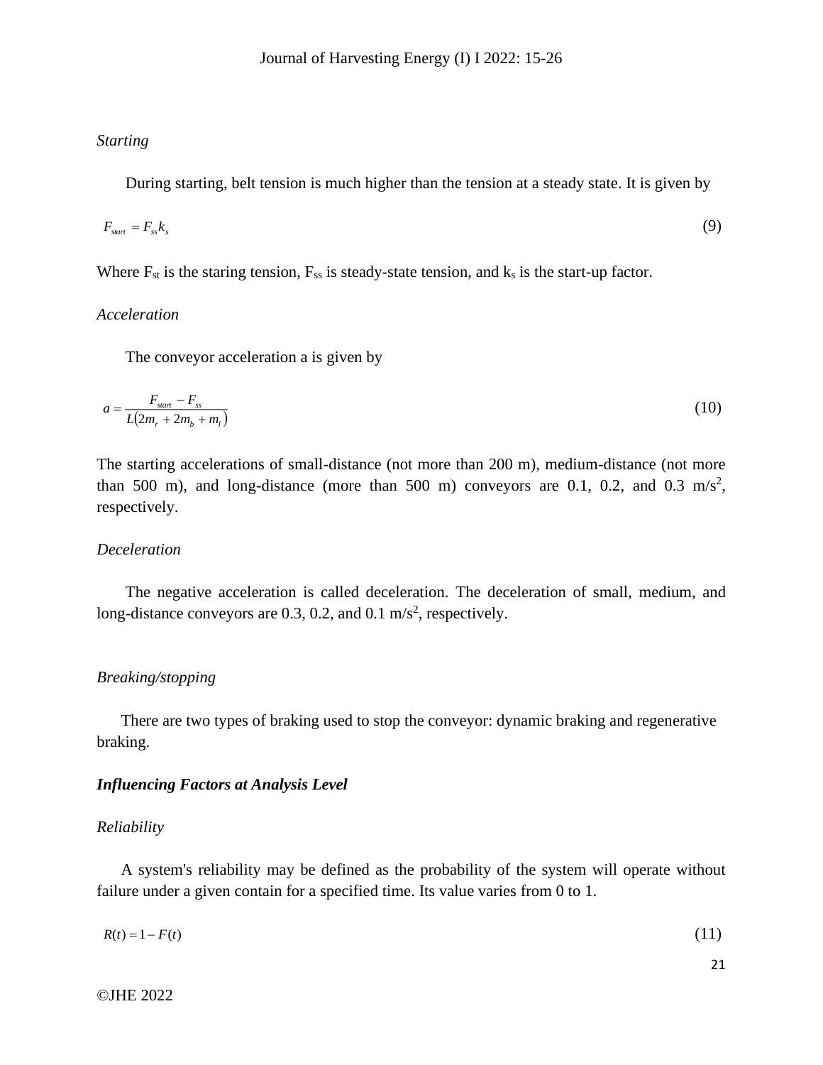*Starting*

During starting, belt tension is much higher than the tension at a steady state. It is given by

$$F_{start} = F_{ss} k_s \tag{9}$$

Where $F_{st}$ is the staring tension, $F_{ss}$ is steady-state tension, and $k_s$ is the start-up factor.

*Acceleration*

The conveyor acceleration a is given by

$$a = \frac{F_{start} - F_{ss}}{L(2m_r + 2m_b + m_l)} \tag{10}$$

The starting accelerations of small-distance (not more than 200 m), medium-distance (not more than 500 m), and long-distance (more than 500 m) conveyors are 0.1, 0.2, and 0.3 $m/s^2$, respectively.

*Deceleration*

The negative acceleration is called deceleration. The deceleration of small, medium, and long-distance conveyors are 0.3, 0.2, and 0.1 $m/s^2$, respectively.

*Breaking/stopping*

There are two types of braking used to stop the conveyor: dynamic braking and regenerative braking.

***Influencing Factors at Analysis Level***

*Reliability*

A system's reliability may be defined as the probability of the system will operate without failure under a given contain for a specified time. Its value varies from 0 to 1.

$$R(t) = 1 - F(t) \tag{11}$$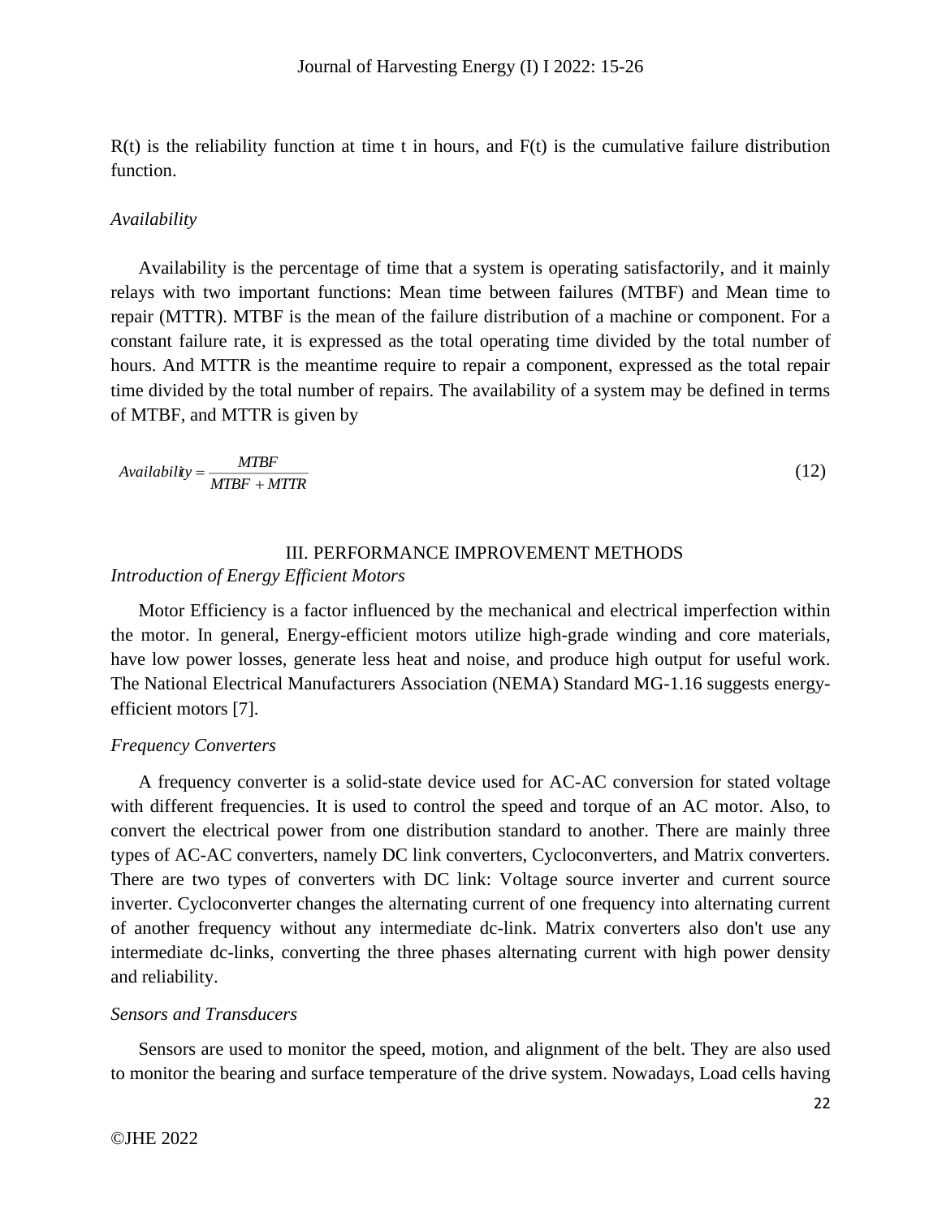R(t) is the reliability function at time t in hours, and F(t) is the cumulative failure distribution function.

*Availability*

Availability is the percentage of time that a system is operating satisfactorily, and it mainly relays with two important functions: Mean time between failures (MTBF) and Mean time to repair (MTTR). MTBF is the mean of the failure distribution of a machine or component. For a constant failure rate, it is expressed as the total operating time divided by the total number of hours. And MTTR is the meantime require to repair a component, expressed as the total repair time divided by the total number of repairs. The availability of a system may be defined in terms of MTBF, and MTTR is given by

$$Availability = \frac{MTBF}{MTBF + MTTR} \tag{12}$$

## III. PERFORMANCE IMPROVEMENT METHODS

*Introduction of Energy Efficient Motors*

Motor Efficiency is a factor influenced by the mechanical and electrical imperfection within the motor. In general, Energy-efficient motors utilize high-grade winding and core materials, have low power losses, generate less heat and noise, and produce high output for useful work. The National Electrical Manufacturers Association (NEMA) Standard MG-1.16 suggests energy-efficient motors [7].

*Frequency Converters*

A frequency converter is a solid-state device used for AC-AC conversion for stated voltage with different frequencies. It is used to control the speed and torque of an AC motor. Also, to convert the electrical power from one distribution standard to another. There are mainly three types of AC-AC converters, namely DC link converters, Cycloconverters, and Matrix converters. There are two types of converters with DC link: Voltage source inverter and current source inverter. Cycloconverter changes the alternating current of one frequency into alternating current of another frequency without any intermediate dc-link. Matrix converters also don't use any intermediate dc-links, converting the three phases alternating current with high power density and reliability.

*Sensors and Transducers*

Sensors are used to monitor the speed, motion, and alignment of the belt. They are also used to monitor the bearing and surface temperature of the drive system. Nowadays, Load cells having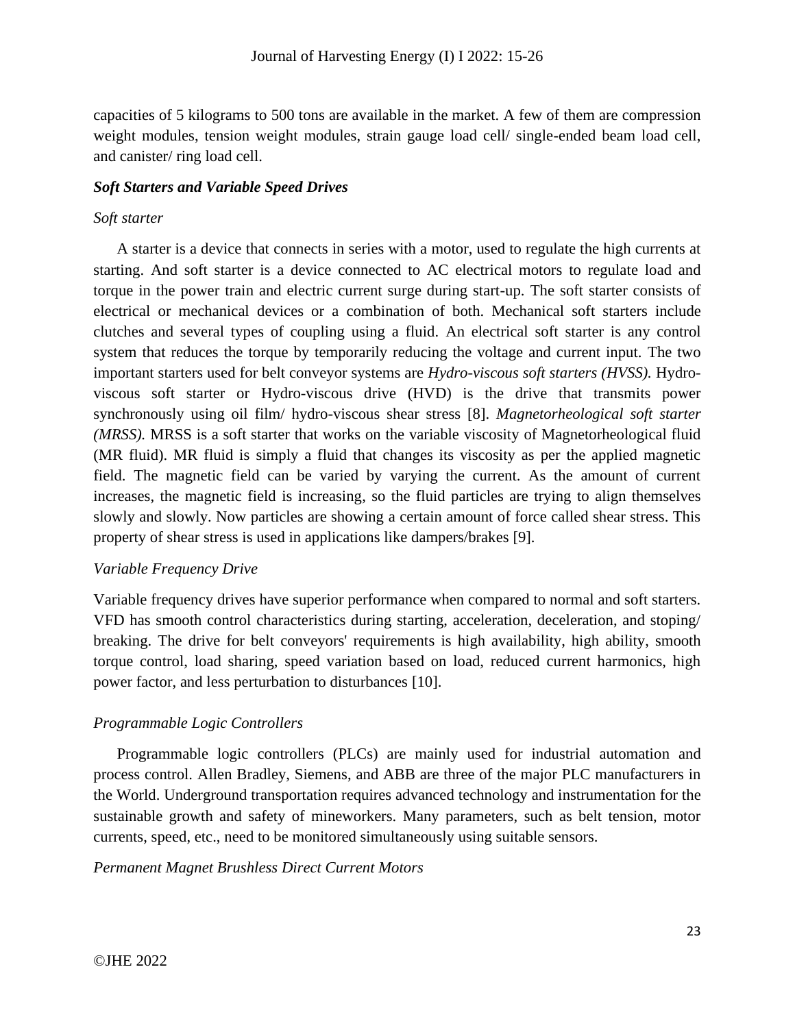capacities of 5 kilograms to 500 tons are available in the market. A few of them are compression weight modules, tension weight modules, strain gauge load cell/ single-ended beam load cell, and canister/ ring load cell.

### *Soft Starters and Variable Speed Drives*

#### *Soft starter*

A starter is a device that connects in series with a motor, used to regulate the high currents at starting. And soft starter is a device connected to AC electrical motors to regulate load and torque in the power train and electric current surge during start-up. The soft starter consists of electrical or mechanical devices or a combination of both. Mechanical soft starters include clutches and several types of coupling using a fluid. An electrical soft starter is any control system that reduces the torque by temporarily reducing the voltage and current input. The two important starters used for belt conveyor systems are *Hydro-viscous soft starters (HVSS).* Hydro-viscous soft starter or Hydro-viscous drive (HVD) is the drive that transmits power synchronously using oil film/ hydro-viscous shear stress [8]. *Magnetorheological soft starter (MRSS).* MRSS is a soft starter that works on the variable viscosity of Magnetorheological fluid (MR fluid). MR fluid is simply a fluid that changes its viscosity as per the applied magnetic field. The magnetic field can be varied by varying the current. As the amount of current increases, the magnetic field is increasing, so the fluid particles are trying to align themselves slowly and slowly. Now particles are showing a certain amount of force called shear stress. This property of shear stress is used in applications like dampers/brakes [9].

#### *Variable Frequency Drive*

Variable frequency drives have superior performance when compared to normal and soft starters. VFD has smooth control characteristics during starting, acceleration, deceleration, and stoping/ breaking. The drive for belt conveyors' requirements is high availability, high ability, smooth torque control, load sharing, speed variation based on load, reduced current harmonics, high power factor, and less perturbation to disturbances [10].

#### *Programmable Logic Controllers*

Programmable logic controllers (PLCs) are mainly used for industrial automation and process control. Allen Bradley, Siemens, and ABB are three of the major PLC manufacturers in the World. Underground transportation requires advanced technology and instrumentation for the sustainable growth and safety of mineworkers. Many parameters, such as belt tension, motor currents, speed, etc., need to be monitored simultaneously using suitable sensors.

#### *Permanent Magnet Brushless Direct Current Motors*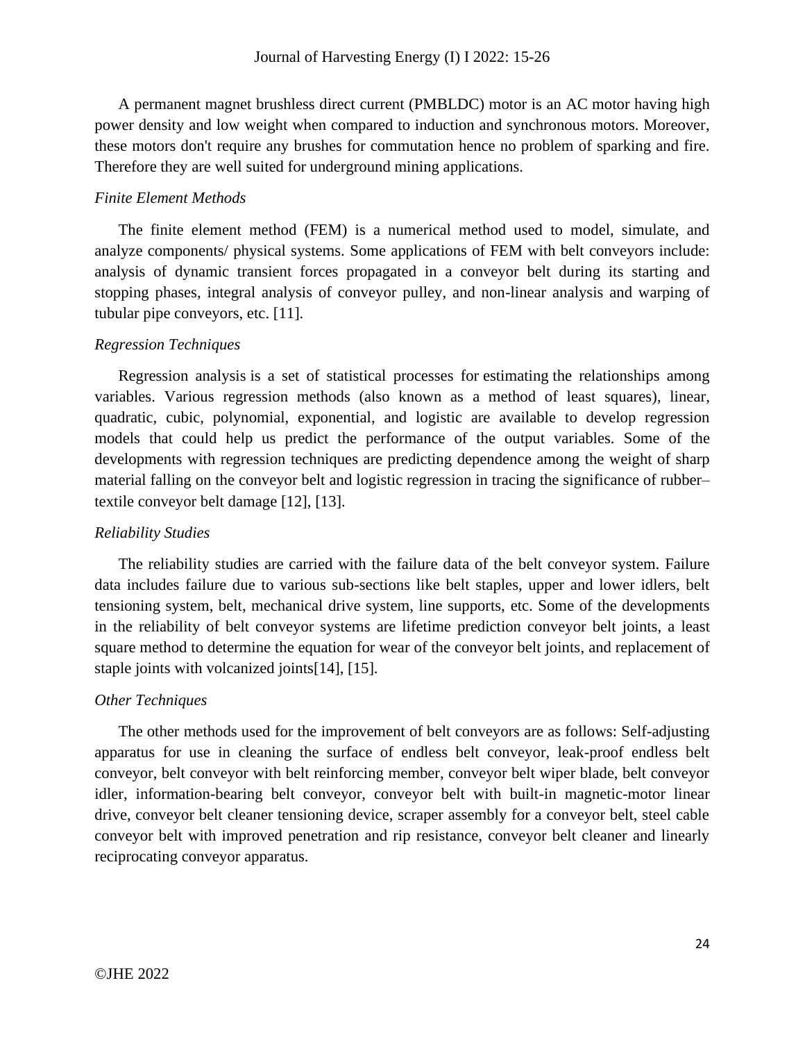A permanent magnet brushless direct current (PMBLDC) motor is an AC motor having high power density and low weight when compared to induction and synchronous motors. Moreover, these motors don't require any brushes for commutation hence no problem of sparking and fire. Therefore they are well suited for underground mining applications.

*Finite Element Methods*

The finite element method (FEM) is a numerical method used to model, simulate, and analyze components/ physical systems. Some applications of FEM with belt conveyors include: analysis of dynamic transient forces propagated in a conveyor belt during its starting and stopping phases, integral analysis of conveyor pulley, and non-linear analysis and warping of tubular pipe conveyors, etc. [11].

*Regression Techniques*

Regression analysis is a set of statistical processes for estimating the relationships among variables. Various regression methods (also known as a method of least squares), linear, quadratic, cubic, polynomial, exponential, and logistic are available to develop regression models that could help us predict the performance of the output variables. Some of the developments with regression techniques are predicting dependence among the weight of sharp material falling on the conveyor belt and logistic regression in tracing the significance of rubber–textile conveyor belt damage [12], [13].

*Reliability Studies*

The reliability studies are carried with the failure data of the belt conveyor system. Failure data includes failure due to various sub-sections like belt staples, upper and lower idlers, belt tensioning system, belt, mechanical drive system, line supports, etc. Some of the developments in the reliability of belt conveyor systems are lifetime prediction conveyor belt joints, a least square method to determine the equation for wear of the conveyor belt joints, and replacement of staple joints with volcanized joints[14], [15].

*Other Techniques*

The other methods used for the improvement of belt conveyors are as follows: Self-adjusting apparatus for use in cleaning the surface of endless belt conveyor, leak-proof endless belt conveyor, belt conveyor with belt reinforcing member, conveyor belt wiper blade, belt conveyor idler, information-bearing belt conveyor, conveyor belt with built-in magnetic-motor linear drive, conveyor belt cleaner tensioning device, scraper assembly for a conveyor belt, steel cable conveyor belt with improved penetration and rip resistance, conveyor belt cleaner and linearly reciprocating conveyor apparatus.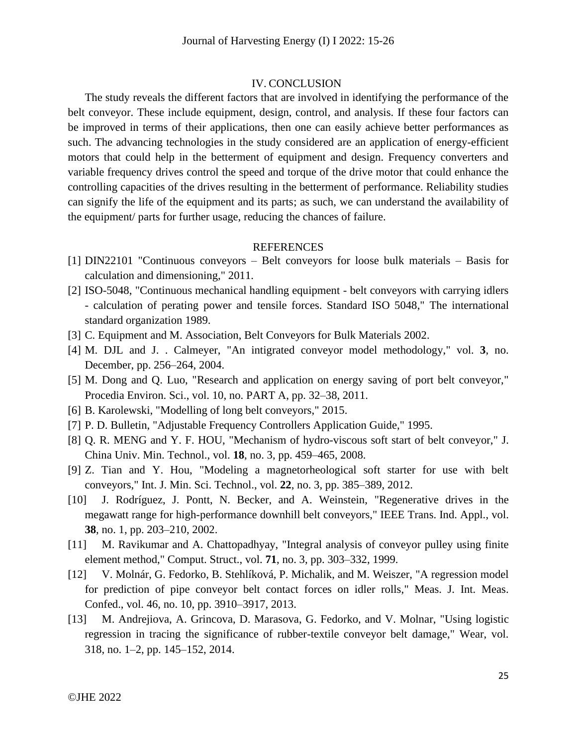## IV. CONCLUSION

The study reveals the different factors that are involved in identifying the performance of the belt conveyor. These include equipment, design, control, and analysis. If these four factors can be improved in terms of their applications, then one can easily achieve better performances as such. The advancing technologies in the study considered are an application of energy-efficient motors that could help in the betterment of equipment and design. Frequency converters and variable frequency drives control the speed and torque of the drive motor that could enhance the controlling capacities of the drives resulting in the betterment of performance. Reliability studies can signify the life of the equipment and its parts; as such, we can understand the availability of the equipment/ parts for further usage, reducing the chances of failure.

## REFERENCES

[1] DIN22101 "Continuous conveyors – Belt conveyors for loose bulk materials – Basis for calculation and dimensioning," 2011.

[2] ISO-5048, "Continuous mechanical handling equipment - belt conveyors with carrying idlers - calculation of perating power and tensile forces. Standard ISO 5048," The international standard organization 1989.

[3] C. Equipment and M. Association, Belt Conveyors for Bulk Materials 2002.

[4] M. DJL and J. . Calmeyer, "An intigrated conveyor model methodology," vol. **3**, no. December, pp. 256–264, 2004.

[5] M. Dong and Q. Luo, "Research and application on energy saving of port belt conveyor," Procedia Environ. Sci., vol. 10, no. PART A, pp. 32–38, 2011.

[6] B. Karolewski, "Modelling of long belt conveyors," 2015.

[7] P. D. Bulletin, "Adjustable Frequency Controllers Application Guide," 1995.

[8] Q. R. MENG and Y. F. HOU, "Mechanism of hydro-viscous soft start of belt conveyor," J. China Univ. Min. Technol., vol. **18**, no. 3, pp. 459–465, 2008.

[9] Z. Tian and Y. Hou, "Modeling a magnetorheological soft starter for use with belt conveyors," Int. J. Min. Sci. Technol., vol. **22**, no. 3, pp. 385–389, 2012.

[10] J. Rodríguez, J. Pontt, N. Becker, and A. Weinstein, "Regenerative drives in the megawatt range for high-performance downhill belt conveyors," IEEE Trans. Ind. Appl., vol. **38**, no. 1, pp. 203–210, 2002.

[11] M. Ravikumar and A. Chattopadhyay, "Integral analysis of conveyor pulley using finite element method," Comput. Struct., vol. **71**, no. 3, pp. 303–332, 1999.

[12] V. Molnár, G. Fedorko, B. Stehlíková, P. Michalik, and M. Weiszer, "A regression model for prediction of pipe conveyor belt contact forces on idler rolls," Meas. J. Int. Meas. Confed., vol. 46, no. 10, pp. 3910–3917, 2013.

[13] M. Andrejiova, A. Grincova, D. Marasova, G. Fedorko, and V. Molnar, "Using logistic regression in tracing the significance of rubber-textile conveyor belt damage," Wear, vol. 318, no. 1–2, pp. 145–152, 2014.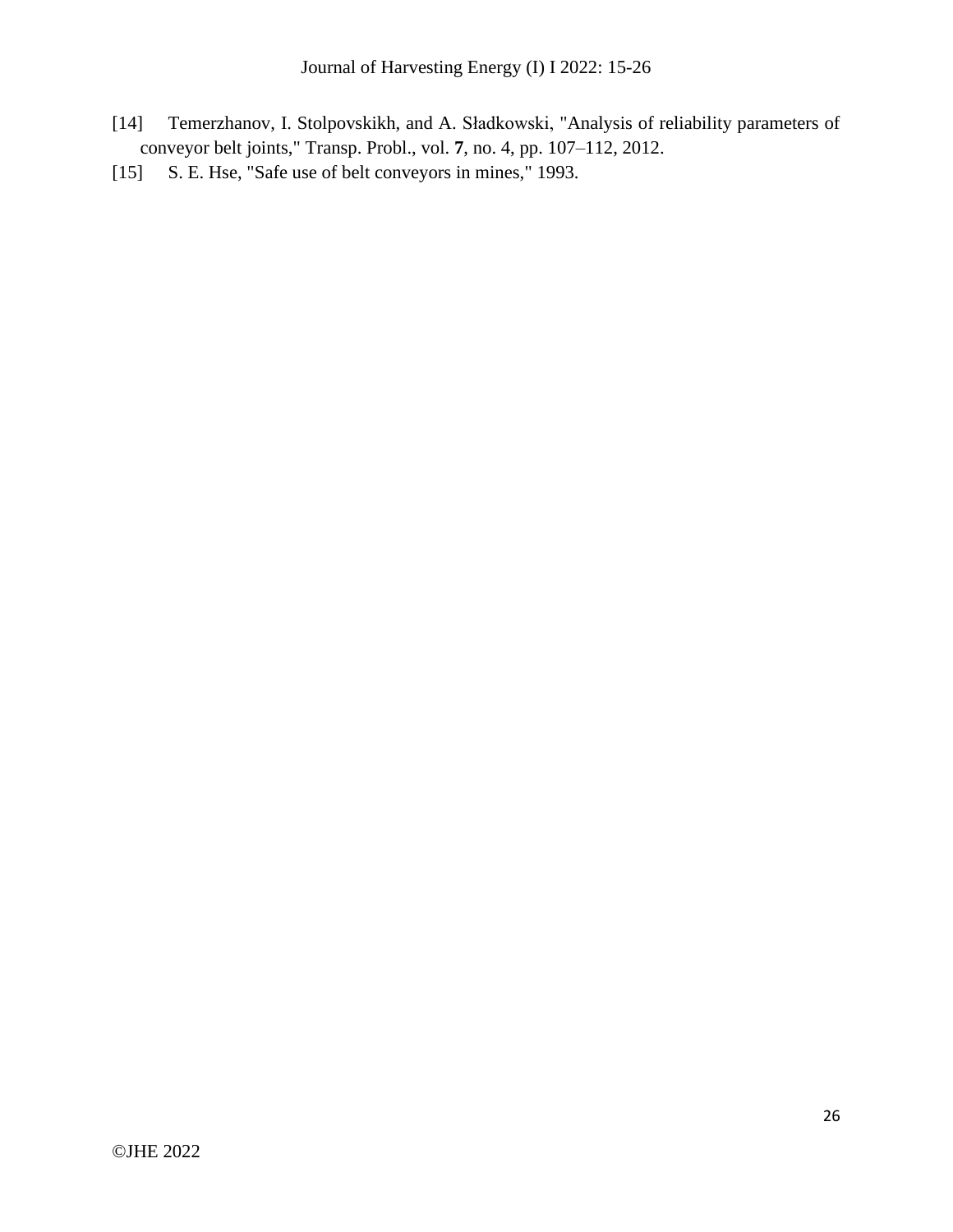[14] Temerzhanov, I. Stolpovskikh, and A. Sładkowski, "Analysis of reliability parameters of conveyor belt joints," Transp. Probl., vol. **7**, no. 4, pp. 107–112, 2012.

[15] S. E. Hse, "Safe use of belt conveyors in mines," 1993.